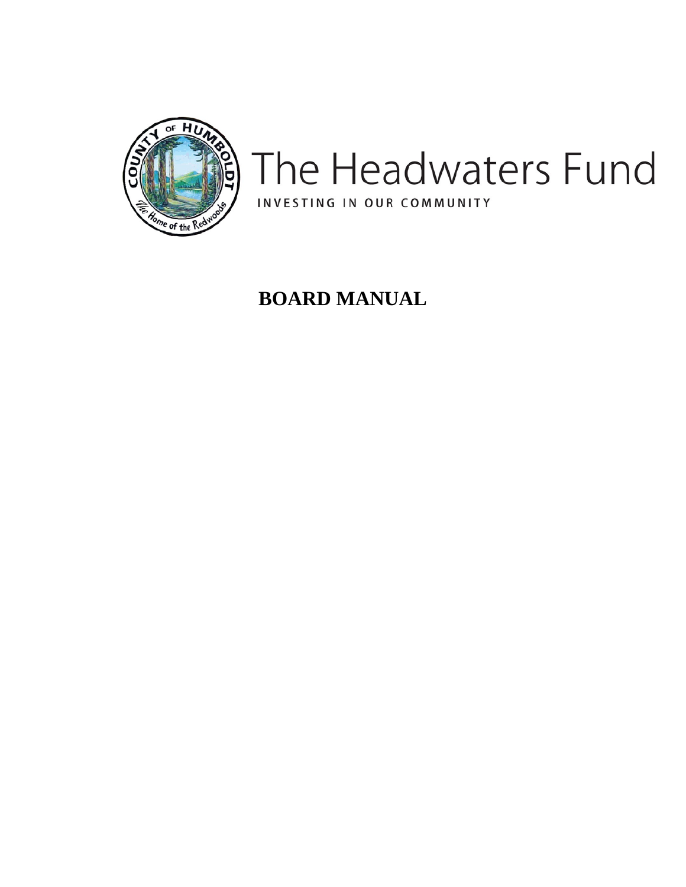# The Headwaters Fund

INVESTING IN OUR COMMUNITY

## BOARD MANUAL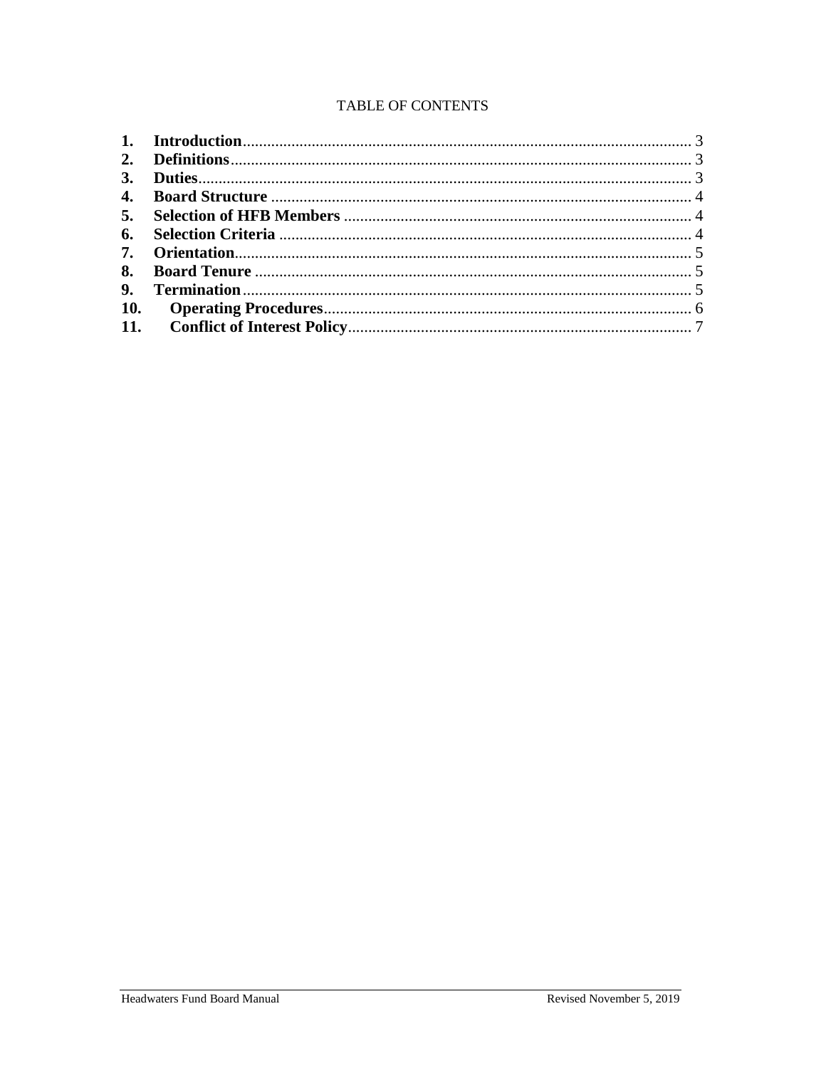TABLE OF CONTENTS

| | | |
|---|---|---|
| **1.** | **Introduction** | 3 |
| **2.** | **Definitions** | 3 |
| **3.** | **Duties** | 3 |
| **4.** | **Board Structure** | 4 |
| **5.** | **Selection of HFB Members** | 4 |
| **6.** | **Selection Criteria** | 4 |
| **7.** | **Orientation** | 5 |
| **8.** | **Board Tenure** | 5 |
| **9.** | **Termination** | 5 |
| **10.** | **Operating Procedures** | 6 |
| **11.** | **Conflict of Interest Policy** | 7 |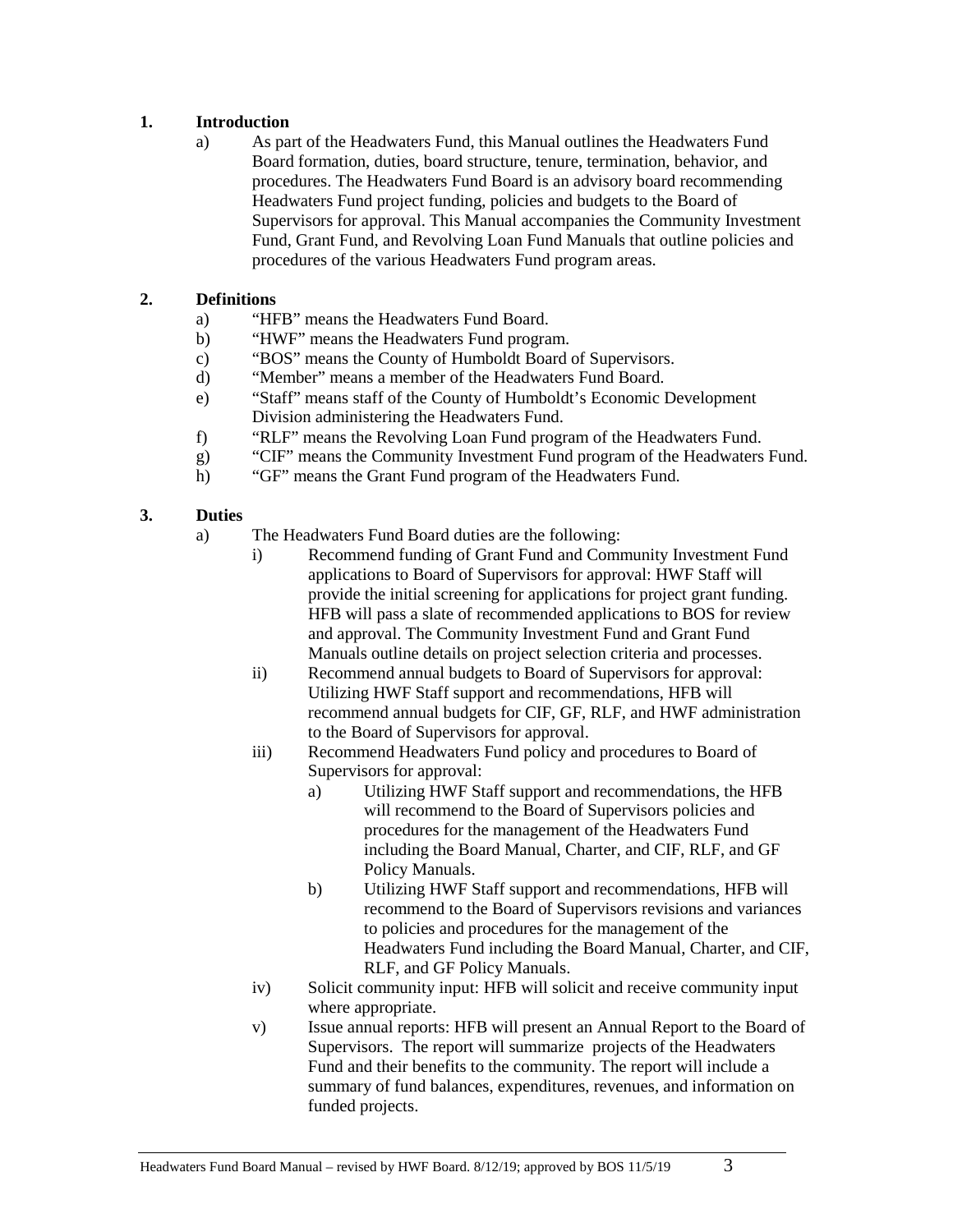## 1. Introduction

a) As part of the Headwaters Fund, this Manual outlines the Headwaters Fund Board formation, duties, board structure, tenure, termination, behavior, and procedures. The Headwaters Fund Board is an advisory board recommending Headwaters Fund project funding, policies and budgets to the Board of Supervisors for approval. This Manual accompanies the Community Investment Fund, Grant Fund, and Revolving Loan Fund Manuals that outline policies and procedures of the various Headwaters Fund program areas.

## 2. Definitions

a) "HFB" means the Headwaters Fund Board.
b) "HWF" means the Headwaters Fund program.
c) "BOS" means the County of Humboldt Board of Supervisors.
d) "Member" means a member of the Headwaters Fund Board.
e) "Staff" means staff of the County of Humboldt's Economic Development Division administering the Headwaters Fund.
f) "RLF" means the Revolving Loan Fund program of the Headwaters Fund.
g) "CIF" means the Community Investment Fund program of the Headwaters Fund.
h) "GF" means the Grant Fund program of the Headwaters Fund.

## 3. Duties

a) The Headwaters Fund Board duties are the following:

   i) Recommend funding of Grant Fund and Community Investment Fund applications to Board of Supervisors for approval: HWF Staff will provide the initial screening for applications for project grant funding. HFB will pass a slate of recommended applications to BOS for review and approval. The Community Investment Fund and Grant Fund Manuals outline details on project selection criteria and processes.

   ii) Recommend annual budgets to Board of Supervisors for approval: Utilizing HWF Staff support and recommendations, HFB will recommend annual budgets for CIF, GF, RLF, and HWF administration to the Board of Supervisors for approval.

   iii) Recommend Headwaters Fund policy and procedures to Board of Supervisors for approval:

      a) Utilizing HWF Staff support and recommendations, the HFB will recommend to the Board of Supervisors policies and procedures for the management of the Headwaters Fund including the Board Manual, Charter, and CIF, RLF, and GF Policy Manuals.

      b) Utilizing HWF Staff support and recommendations, HFB will recommend to the Board of Supervisors revisions and variances to policies and procedures for the management of the Headwaters Fund including the Board Manual, Charter, and CIF, RLF, and GF Policy Manuals.

   iv) Solicit community input: HFB will solicit and receive community input where appropriate.

   v) Issue annual reports: HFB will present an Annual Report to the Board of Supervisors. The report will summarize projects of the Headwaters Fund and their benefits to the community. The report will include a summary of fund balances, expenditures, revenues, and information on funded projects.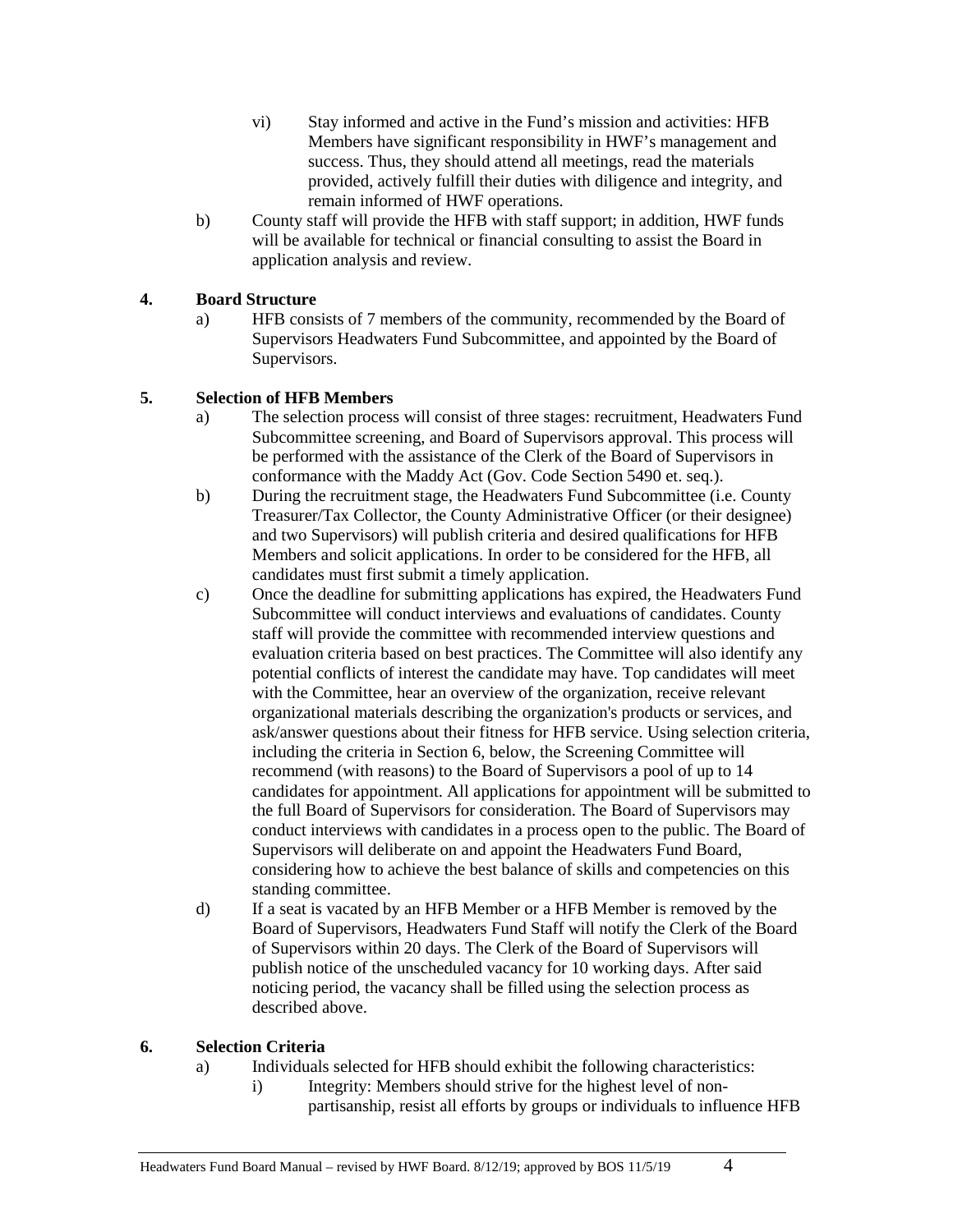vi) Stay informed and active in the Fund's mission and activities: HFB Members have significant responsibility in HWF's management and success. Thus, they should attend all meetings, read the materials provided, actively fulfill their duties with diligence and integrity, and remain informed of HWF operations.

b) County staff will provide the HFB with staff support; in addition, HWF funds will be available for technical or financial consulting to assist the Board in application analysis and review.

## 4. Board Structure

a) HFB consists of 7 members of the community, recommended by the Board of Supervisors Headwaters Fund Subcommittee, and appointed by the Board of Supervisors.

## 5. Selection of HFB Members

a) The selection process will consist of three stages: recruitment, Headwaters Fund Subcommittee screening, and Board of Supervisors approval. This process will be performed with the assistance of the Clerk of the Board of Supervisors in conformance with the Maddy Act (Gov. Code Section 5490 et. seq.).

b) During the recruitment stage, the Headwaters Fund Subcommittee (i.e. County Treasurer/Tax Collector, the County Administrative Officer (or their designee) and two Supervisors) will publish criteria and desired qualifications for HFB Members and solicit applications. In order to be considered for the HFB, all candidates must first submit a timely application.

c) Once the deadline for submitting applications has expired, the Headwaters Fund Subcommittee will conduct interviews and evaluations of candidates. County staff will provide the committee with recommended interview questions and evaluation criteria based on best practices. The Committee will also identify any potential conflicts of interest the candidate may have. Top candidates will meet with the Committee, hear an overview of the organization, receive relevant organizational materials describing the organization's products or services, and ask/answer questions about their fitness for HFB service. Using selection criteria, including the criteria in Section 6, below, the Screening Committee will recommend (with reasons) to the Board of Supervisors a pool of up to 14 candidates for appointment. All applications for appointment will be submitted to the full Board of Supervisors for consideration. The Board of Supervisors may conduct interviews with candidates in a process open to the public. The Board of Supervisors will deliberate on and appoint the Headwaters Fund Board, considering how to achieve the best balance of skills and competencies on this standing committee.

d) If a seat is vacated by an HFB Member or a HFB Member is removed by the Board of Supervisors, Headwaters Fund Staff will notify the Clerk of the Board of Supervisors within 20 days. The Clerk of the Board of Supervisors will publish notice of the unscheduled vacancy for 10 working days. After said noticing period, the vacancy shall be filled using the selection process as described above.

## 6. Selection Criteria

a) Individuals selected for HFB should exhibit the following characteristics:

i) Integrity: Members should strive for the highest level of non-partisanship, resist all efforts by groups or individuals to influence HFB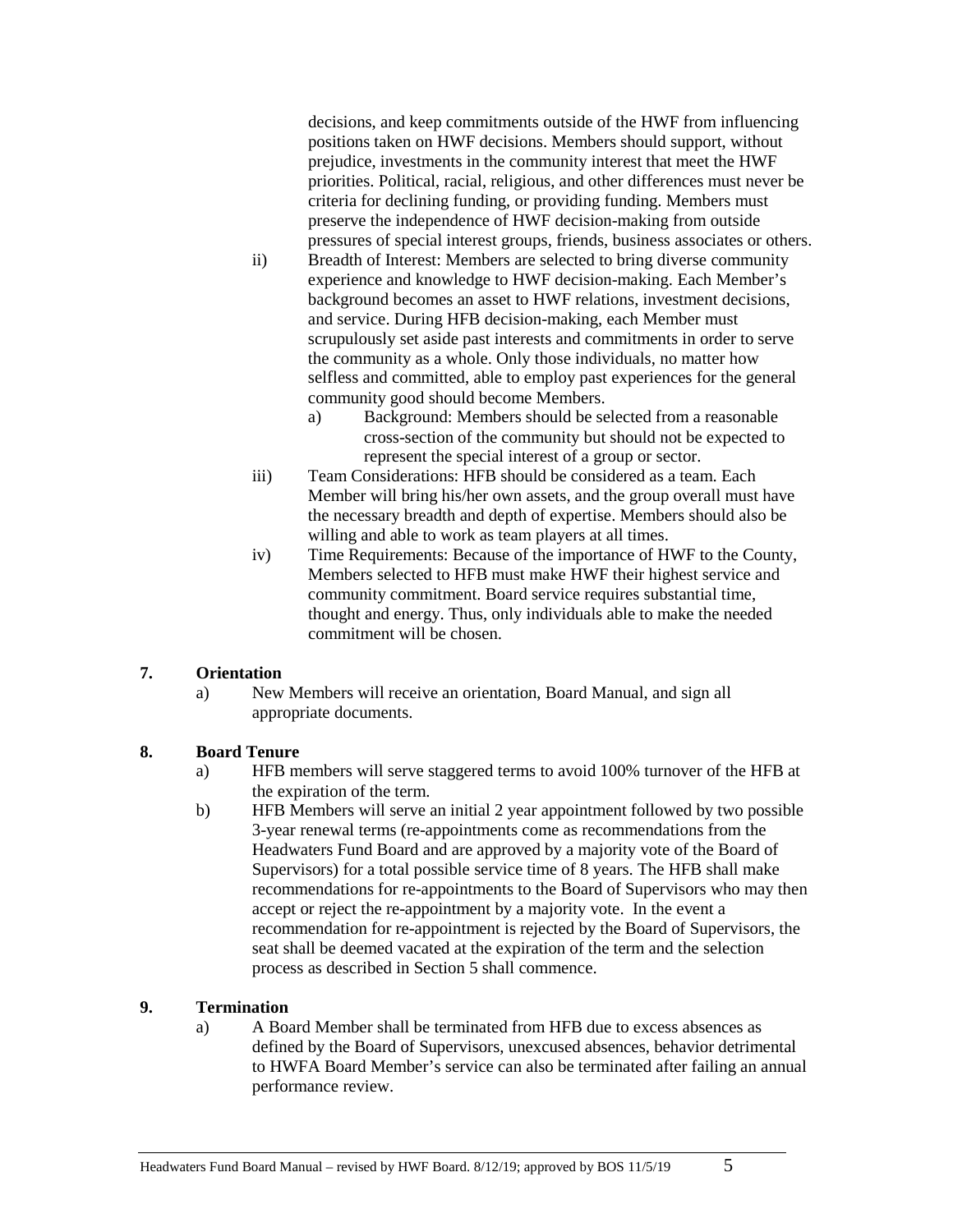decisions, and keep commitments outside of the HWF from influencing positions taken on HWF decisions. Members should support, without prejudice, investments in the community interest that meet the HWF priorities. Political, racial, religious, and other differences must never be criteria for declining funding, or providing funding. Members must preserve the independence of HWF decision-making from outside pressures of special interest groups, friends, business associates or others.

ii) Breadth of Interest: Members are selected to bring diverse community experience and knowledge to HWF decision-making. Each Member's background becomes an asset to HWF relations, investment decisions, and service. During HFB decision-making, each Member must scrupulously set aside past interests and commitments in order to serve the community as a whole. Only those individuals, no matter how selfless and committed, able to employ past experiences for the general community good should become Members.

   a) Background: Members should be selected from a reasonable cross-section of the community but should not be expected to represent the special interest of a group or sector.

iii) Team Considerations: HFB should be considered as a team. Each Member will bring his/her own assets, and the group overall must have the necessary breadth and depth of expertise. Members should also be willing and able to work as team players at all times.

iv) Time Requirements: Because of the importance of HWF to the County, Members selected to HFB must make HWF their highest service and community commitment. Board service requires substantial time, thought and energy. Thus, only individuals able to make the needed commitment will be chosen.

**7. Orientation**

a) New Members will receive an orientation, Board Manual, and sign all appropriate documents.

**8. Board Tenure**

a) HFB members will serve staggered terms to avoid 100% turnover of the HFB at the expiration of the term.

b) HFB Members will serve an initial 2 year appointment followed by two possible 3-year renewal terms (re-appointments come as recommendations from the Headwaters Fund Board and are approved by a majority vote of the Board of Supervisors) for a total possible service time of 8 years. The HFB shall make recommendations for re-appointments to the Board of Supervisors who may then accept or reject the re-appointment by a majority vote. In the event a recommendation for re-appointment is rejected by the Board of Supervisors, the seat shall be deemed vacated at the expiration of the term and the selection process as described in Section 5 shall commence.

**9. Termination**

a) A Board Member shall be terminated from HFB due to excess absences as defined by the Board of Supervisors, unexcused absences, behavior detrimental to HWFA Board Member's service can also be terminated after failing an annual performance review.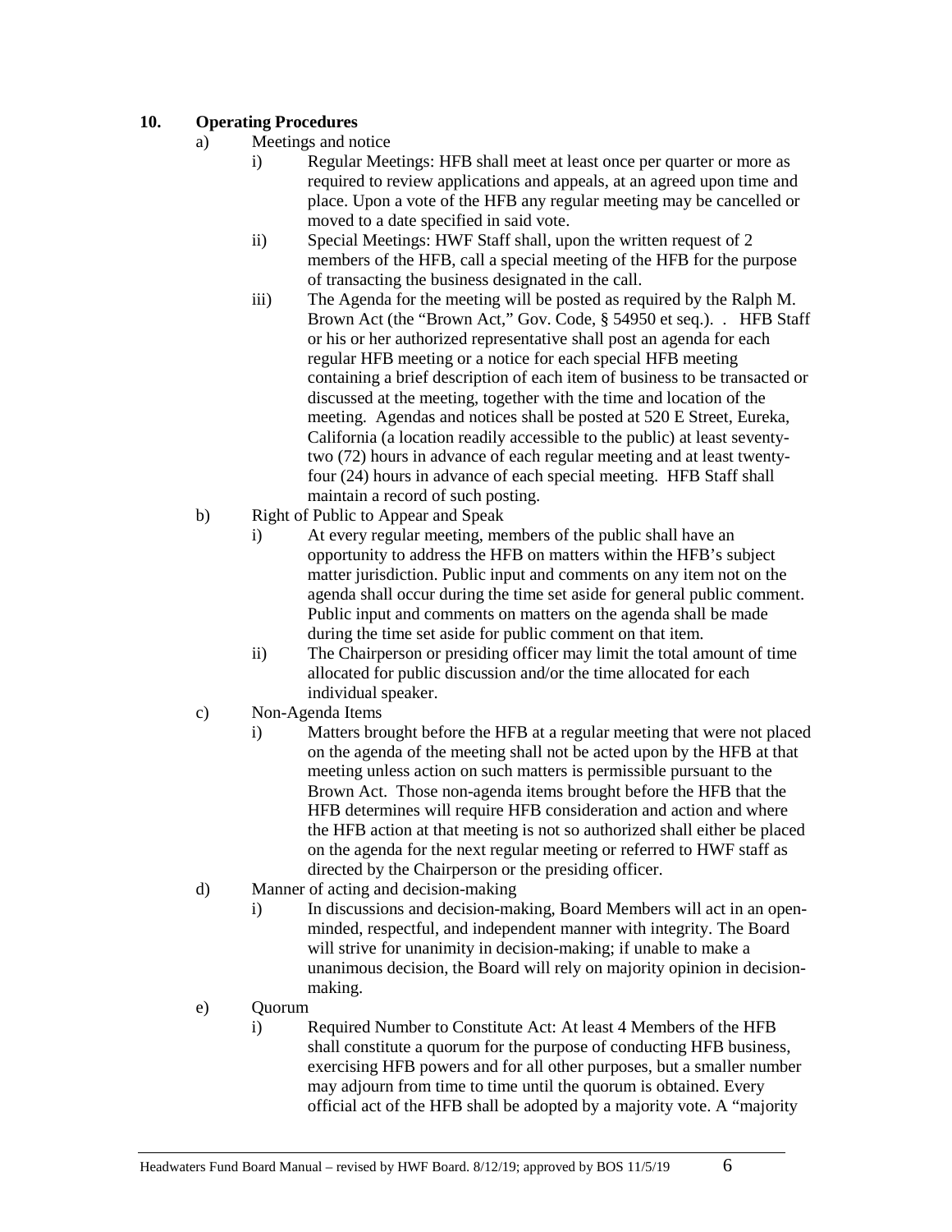## 10. Operating Procedures

a) Meetings and notice

   i) Regular Meetings: HFB shall meet at least once per quarter or more as required to review applications and appeals, at an agreed upon time and place. Upon a vote of the HFB any regular meeting may be cancelled or moved to a date specified in said vote.

   ii) Special Meetings: HWF Staff shall, upon the written request of 2 members of the HFB, call a special meeting of the HFB for the purpose of transacting the business designated in the call.

   iii) The Agenda for the meeting will be posted as required by the Ralph M. Brown Act (the "Brown Act," Gov. Code, § 54950 et seq.). . HFB Staff or his or her authorized representative shall post an agenda for each regular HFB meeting or a notice for each special HFB meeting containing a brief description of each item of business to be transacted or discussed at the meeting, together with the time and location of the meeting. Agendas and notices shall be posted at 520 E Street, Eureka, California (a location readily accessible to the public) at least seventy-two (72) hours in advance of each regular meeting and at least twenty-four (24) hours in advance of each special meeting. HFB Staff shall maintain a record of such posting.

b) Right of Public to Appear and Speak

   i) At every regular meeting, members of the public shall have an opportunity to address the HFB on matters within the HFB's subject matter jurisdiction. Public input and comments on any item not on the agenda shall occur during the time set aside for general public comment. Public input and comments on matters on the agenda shall be made during the time set aside for public comment on that item.

   ii) The Chairperson or presiding officer may limit the total amount of time allocated for public discussion and/or the time allocated for each individual speaker.

c) Non-Agenda Items

   i) Matters brought before the HFB at a regular meeting that were not placed on the agenda of the meeting shall not be acted upon by the HFB at that meeting unless action on such matters is permissible pursuant to the Brown Act. Those non-agenda items brought before the HFB that the HFB determines will require HFB consideration and action and where the HFB action at that meeting is not so authorized shall either be placed on the agenda for the next regular meeting or referred to HWF staff as directed by the Chairperson or the presiding officer.

d) Manner of acting and decision-making

   i) In discussions and decision-making, Board Members will act in an open-minded, respectful, and independent manner with integrity. The Board will strive for unanimity in decision-making; if unable to make a unanimous decision, the Board will rely on majority opinion in decision-making.

e) Quorum

   i) Required Number to Constitute Act: At least 4 Members of the HFB shall constitute a quorum for the purpose of conducting HFB business, exercising HFB powers and for all other purposes, but a smaller number may adjourn from time to time until the quorum is obtained. Every official act of the HFB shall be adopted by a majority vote. A "majority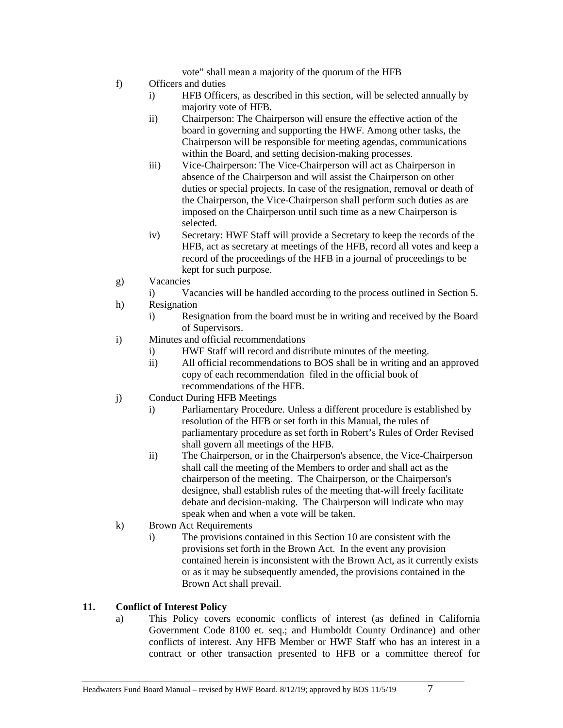vote" shall mean a majority of the quorum of the HFB

f) Officers and duties
   - i) HFB Officers, as described in this section, will be selected annually by majority vote of HFB.
   - ii) Chairperson: The Chairperson will ensure the effective action of the board in governing and supporting the HWF. Among other tasks, the Chairperson will be responsible for meeting agendas, communications within the Board, and setting decision-making processes.
   - iii) Vice-Chairperson: The Vice-Chairperson will act as Chairperson in absence of the Chairperson and will assist the Chairperson on other duties or special projects. In case of the resignation, removal or death of the Chairperson, the Vice-Chairperson shall perform such duties as are imposed on the Chairperson until such time as a new Chairperson is selected.
   - iv) Secretary: HWF Staff will provide a Secretary to keep the records of the HFB, act as secretary at meetings of the HFB, record all votes and keep a record of the proceedings of the HFB in a journal of proceedings to be kept for such purpose.

g) Vacancies
   - i) Vacancies will be handled according to the process outlined in Section 5.

h) Resignation
   - i) Resignation from the board must be in writing and received by the Board of Supervisors.

i) Minutes and official recommendations
   - i) HWF Staff will record and distribute minutes of the meeting.
   - ii) All official recommendations to BOS shall be in writing and an approved copy of each recommendation filed in the official book of recommendations of the HFB.

j) Conduct During HFB Meetings
   - i) Parliamentary Procedure. Unless a different procedure is established by resolution of the HFB or set forth in this Manual, the rules of parliamentary procedure as set forth in Robert's Rules of Order Revised shall govern all meetings of the HFB.
   - ii) The Chairperson, or in the Chairperson's absence, the Vice-Chairperson shall call the meeting of the Members to order and shall act as the chairperson of the meeting. The Chairperson, or the Chairperson's designee, shall establish rules of the meeting that-will freely facilitate debate and decision-making. The Chairperson will indicate who may speak when and when a vote will be taken.

k) Brown Act Requirements
   - i) The provisions contained in this Section 10 are consistent with the provisions set forth in the Brown Act. In the event any provision contained herein is inconsistent with the Brown Act, as it currently exists or as it may be subsequently amended, the provisions contained in the Brown Act shall prevail.

## 11. Conflict of Interest Policy

a) This Policy covers economic conflicts of interest (as defined in California Government Code 8100 et. seq.; and Humboldt County Ordinance) and other conflicts of interest. Any HFB Member or HWF Staff who has an interest in a contract or other transaction presented to HFB or a committee thereof for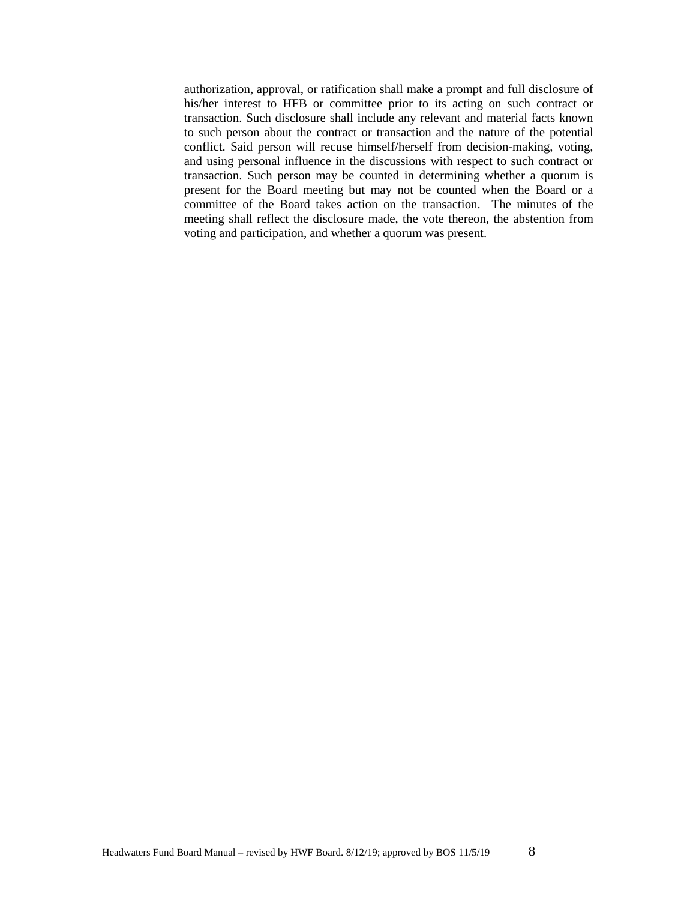authorization, approval, or ratification shall make a prompt and full disclosure of his/her interest to HFB or committee prior to its acting on such contract or transaction. Such disclosure shall include any relevant and material facts known to such person about the contract or transaction and the nature of the potential conflict. Said person will recuse himself/herself from decision-making, voting, and using personal influence in the discussions with respect to such contract or transaction. Such person may be counted in determining whether a quorum is present for the Board meeting but may not be counted when the Board or a committee of the Board takes action on the transaction. The minutes of the meeting shall reflect the disclosure made, the vote thereon, the abstention from voting and participation, and whether a quorum was present.